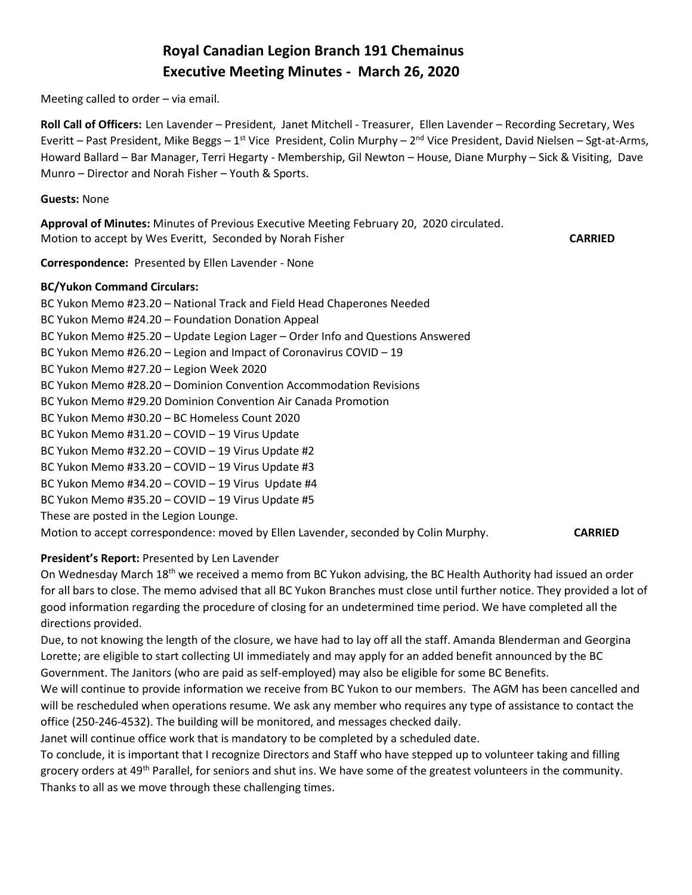# Royal Canadian Legion Branch 191 Chemainus
# Executive Meeting Minutes - March 26, 2020

Meeting called to order – via email.

**Roll Call of Officers:** Len Lavender – President, Janet Mitchell - Treasurer, Ellen Lavender – Recording Secretary, Wes Everitt – Past President, Mike Beggs – 1st Vice President, Colin Murphy – 2nd Vice President, David Nielsen – Sgt-at-Arms, Howard Ballard – Bar Manager, Terri Hegarty - Membership, Gil Newton – House, Diane Murphy – Sick & Visiting, Dave Munro – Director and Norah Fisher – Youth & Sports.

**Guests:** None

**Approval of Minutes:** Minutes of Previous Executive Meeting February 20, 2020 circulated.
Motion to accept by Wes Everitt, Seconded by Norah Fisher **CARRIED**

**Correspondence:** Presented by Ellen Lavender - None

**BC/Yukon Command Circulars:**

BC Yukon Memo #23.20 – National Track and Field Head Chaperones Needed
BC Yukon Memo #24.20 – Foundation Donation Appeal
BC Yukon Memo #25.20 – Update Legion Lager – Order Info and Questions Answered
BC Yukon Memo #26.20 – Legion and Impact of Coronavirus COVID – 19
BC Yukon Memo #27.20 – Legion Week 2020
BC Yukon Memo #28.20 – Dominion Convention Accommodation Revisions
BC Yukon Memo #29.20 Dominion Convention Air Canada Promotion
BC Yukon Memo #30.20 – BC Homeless Count 2020
BC Yukon Memo #31.20 – COVID – 19 Virus Update
BC Yukon Memo #32.20 – COVID – 19 Virus Update #2
BC Yukon Memo #33.20 – COVID – 19 Virus Update #3
BC Yukon Memo #34.20 – COVID – 19 Virus Update #4
BC Yukon Memo #35.20 – COVID – 19 Virus Update #5
These are posted in the Legion Lounge.
Motion to accept correspondence: moved by Ellen Lavender, seconded by Colin Murphy. **CARRIED**

**President's Report:** Presented by Len Lavender

On Wednesday March 18th we received a memo from BC Yukon advising, the BC Health Authority had issued an order for all bars to close. The memo advised that all BC Yukon Branches must close until further notice. They provided a lot of good information regarding the procedure of closing for an undetermined time period. We have completed all the directions provided.

Due, to not knowing the length of the closure, we have had to lay off all the staff. Amanda Blenderman and Georgina Lorette; are eligible to start collecting UI immediately and may apply for an added benefit announced by the BC Government. The Janitors (who are paid as self-employed) may also be eligible for some BC Benefits.

We will continue to provide information we receive from BC Yukon to our members. The AGM has been cancelled and will be rescheduled when operations resume. We ask any member who requires any type of assistance to contact the office (250-246-4532). The building will be monitored, and messages checked daily.

Janet will continue office work that is mandatory to be completed by a scheduled date.

To conclude, it is important that I recognize Directors and Staff who have stepped up to volunteer taking and filling grocery orders at 49th Parallel, for seniors and shut ins. We have some of the greatest volunteers in the community. Thanks to all as we move through these challenging times.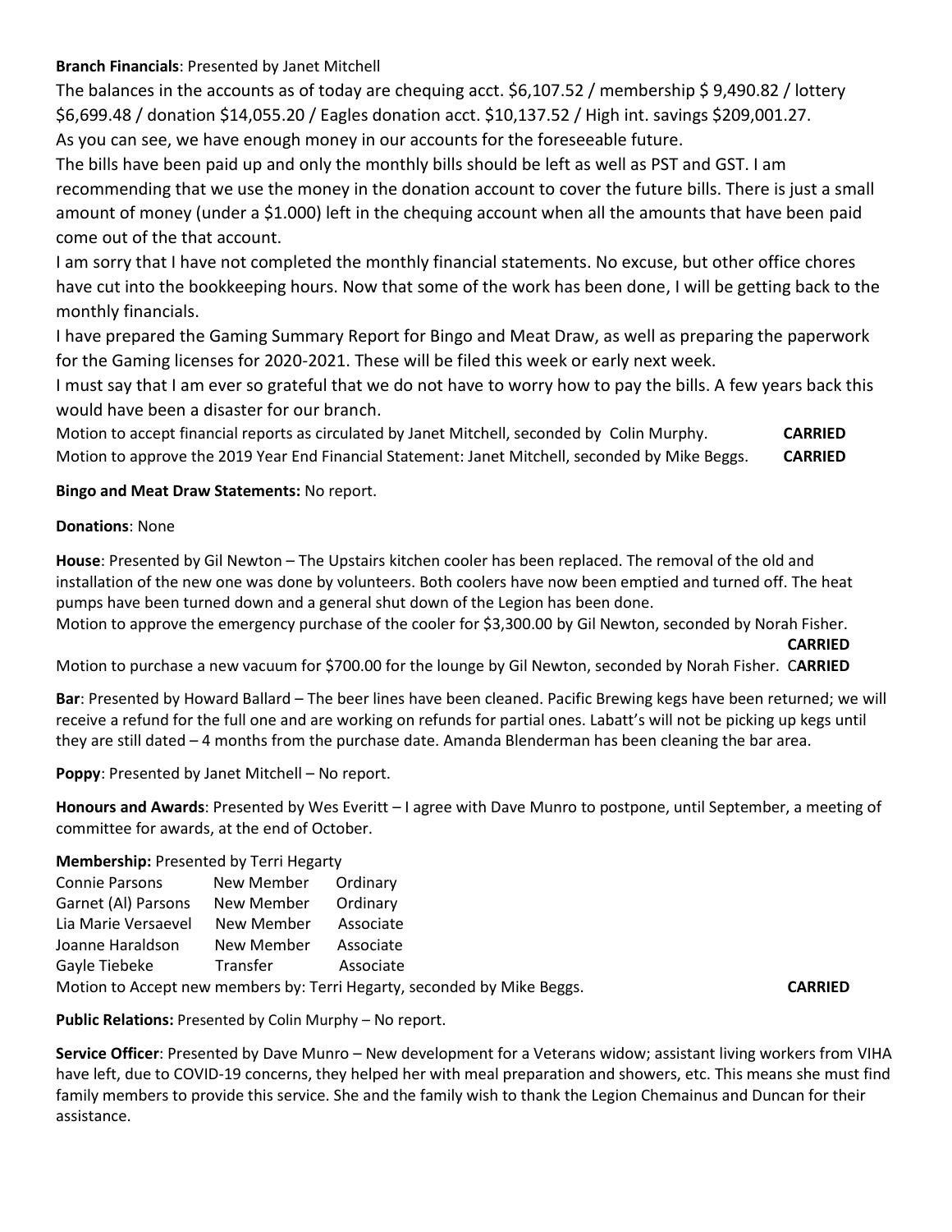**Branch Financials**: Presented by Janet Mitchell

The balances in the accounts as of today are chequing acct. $6,107.52 / membership $ 9,490.82 / lottery $6,699.48 / donation $14,055.20 / Eagles donation acct. $10,137.52 / High int. savings $209,001.27.

As you can see, we have enough money in our accounts for the foreseeable future.

The bills have been paid up and only the monthly bills should be left as well as PST and GST. I am recommending that we use the money in the donation account to cover the future bills. There is just a small amount of money (under a $1.000) left in the chequing account when all the amounts that have been paid come out of the that account.

I am sorry that I have not completed the monthly financial statements. No excuse, but other office chores have cut into the bookkeeping hours. Now that some of the work has been done, I will be getting back to the monthly financials.

I have prepared the Gaming Summary Report for Bingo and Meat Draw, as well as preparing the paperwork for the Gaming licenses for 2020-2021. These will be filed this week or early next week.

I must say that I am ever so grateful that we do not have to worry how to pay the bills. A few years back this would have been a disaster for our branch.

Motion to accept financial reports as circulated by Janet Mitchell, seconded by Colin Murphy. **CARRIED**

Motion to approve the 2019 Year End Financial Statement: Janet Mitchell, seconded by Mike Beggs. **CARRIED**

**Bingo and Meat Draw Statements:** No report.

**Donations**: None

**House**: Presented by Gil Newton – The Upstairs kitchen cooler has been replaced. The removal of the old and installation of the new one was done by volunteers. Both coolers have now been emptied and turned off. The heat pumps have been turned down and a general shut down of the Legion has been done.

Motion to approve the emergency purchase of the cooler for $3,300.00 by Gil Newton, seconded by Norah Fisher. **CARRIED**

Motion to purchase a new vacuum for $700.00 for the lounge by Gil Newton, seconded by Norah Fisher. C**ARRIED**

**Bar**: Presented by Howard Ballard – The beer lines have been cleaned. Pacific Brewing kegs have been returned; we will receive a refund for the full one and are working on refunds for partial ones. Labatt's will not be picking up kegs until they are still dated – 4 months from the purchase date. Amanda Blenderman has been cleaning the bar area.

**Poppy**: Presented by Janet Mitchell – No report.

**Honours and Awards**: Presented by Wes Everitt – I agree with Dave Munro to postpone, until September, a meeting of committee for awards, at the end of October.

**Membership:** Presented by Terri Hegarty

| | | |
|---|---|---|
| Connie Parsons | New Member | Ordinary |
| Garnet (Al) Parsons | New Member | Ordinary |
| Lia Marie Versaevel | New Member | Associate |
| Joanne Haraldson | New Member | Associate |
| Gayle Tiebeke | Transfer | Associate |

Motion to Accept new members by: Terri Hegarty, seconded by Mike Beggs. **CARRIED**

**Public Relations:** Presented by Colin Murphy – No report.

**Service Officer**: Presented by Dave Munro – New development for a Veterans widow; assistant living workers from VIHA have left, due to COVID-19 concerns, they helped her with meal preparation and showers, etc. This means she must find family members to provide this service. She and the family wish to thank the Legion Chemainus and Duncan for their assistance.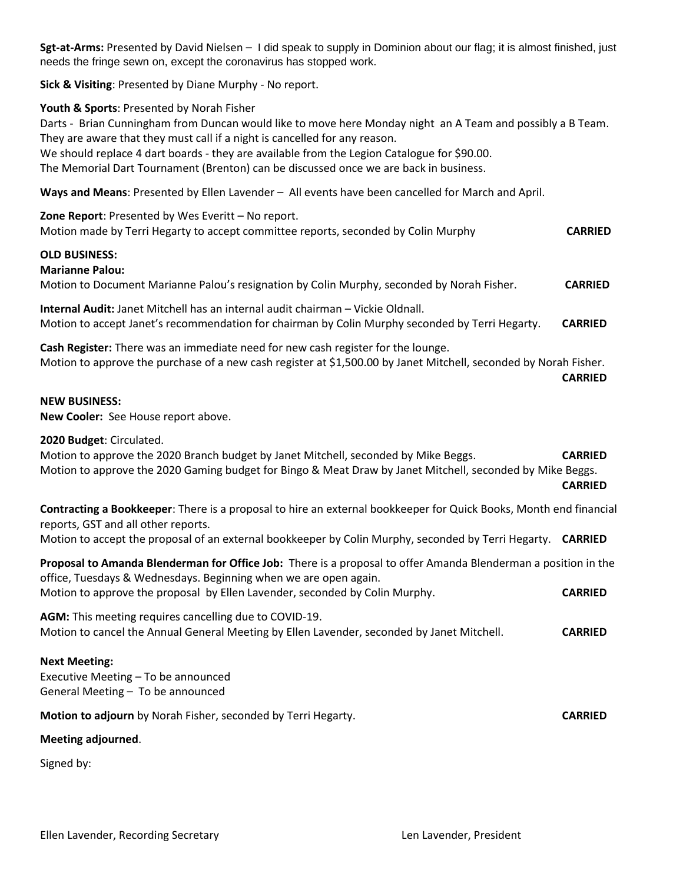**Sgt-at-Arms:** Presented by David Nielsen – I did speak to supply in Dominion about our flag; it is almost finished, just needs the fringe sewn on, except the coronavirus has stopped work.

**Sick & Visiting**: Presented by Diane Murphy - No report.

**Youth & Sports**: Presented by Norah Fisher
Darts - Brian Cunningham from Duncan would like to move here Monday night an A Team and possibly a B Team. They are aware that they must call if a night is cancelled for any reason.
We should replace 4 dart boards - they are available from the Legion Catalogue for $90.00.
The Memorial Dart Tournament (Brenton) can be discussed once we are back in business.

**Ways and Means**: Presented by Ellen Lavender – All events have been cancelled for March and April.

**Zone Report**: Presented by Wes Everitt – No report.
Motion made by Terri Hegarty to accept committee reports, seconded by Colin Murphy **CARRIED**

**OLD BUSINESS:**

**Marianne Palou:**
Motion to Document Marianne Palou's resignation by Colin Murphy, seconded by Norah Fisher. **CARRIED**

**Internal Audit:** Janet Mitchell has an internal audit chairman – Vickie Oldnall.
Motion to accept Janet's recommendation for chairman by Colin Murphy seconded by Terri Hegarty. **CARRIED**

**Cash Register:** There was an immediate need for new cash register for the lounge.
Motion to approve the purchase of a new cash register at $1,500.00 by Janet Mitchell, seconded by Norah Fisher. **CARRIED**

**NEW BUSINESS:**

**New Cooler:** See House report above.

**2020 Budget**: Circulated.
Motion to approve the 2020 Branch budget by Janet Mitchell, seconded by Mike Beggs. **CARRIED**
Motion to approve the 2020 Gaming budget for Bingo & Meat Draw by Janet Mitchell, seconded by Mike Beggs. **CARRIED**

**Contracting a Bookkeeper**: There is a proposal to hire an external bookkeeper for Quick Books, Month end financial reports, GST and all other reports.
Motion to accept the proposal of an external bookkeeper by Colin Murphy, seconded by Terri Hegarty. **CARRIED**

**Proposal to Amanda Blenderman for Office Job:** There is a proposal to offer Amanda Blenderman a position in the office, Tuesdays & Wednesdays. Beginning when we are open again.
Motion to approve the proposal by Ellen Lavender, seconded by Colin Murphy. **CARRIED**

**AGM:** This meeting requires cancelling due to COVID-19.
Motion to cancel the Annual General Meeting by Ellen Lavender, seconded by Janet Mitchell. **CARRIED**

**Next Meeting:**
Executive Meeting – To be announced
General Meeting – To be announced

**Motion to adjourn** by Norah Fisher, seconded by Terri Hegarty. **CARRIED**

**Meeting adjourned**.

Signed by:

Ellen Lavender, Recording Secretary

Len Lavender, President